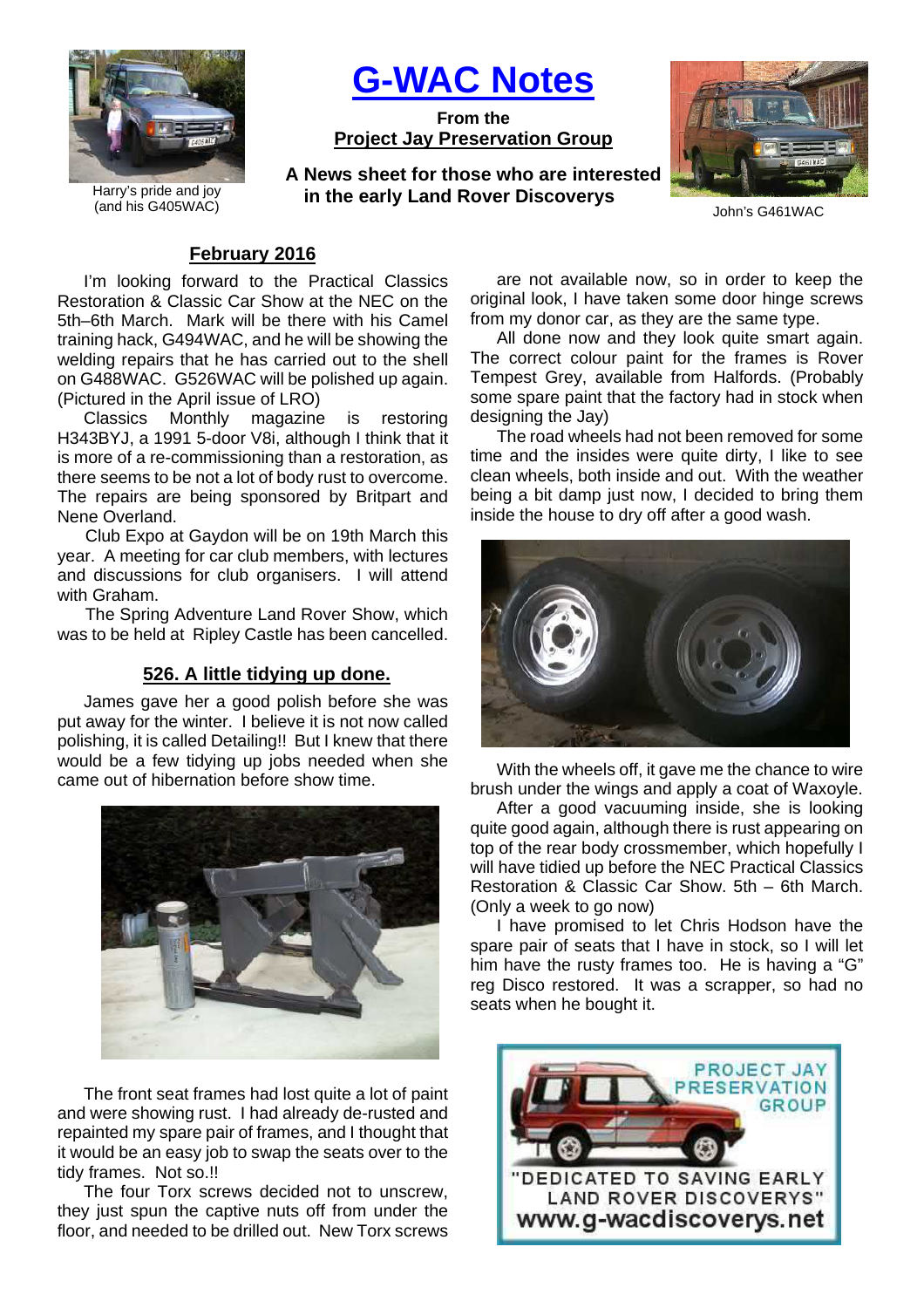# G-WAC Notes

**From the**
**Project Jay Preservation Group**

**A News sheet for those who are interested in the early Land Rover Discoverys**

Harry's pride and joy (and his G405WAC)

John's G461WAC

## February 2016

I'm looking forward to the Practical Classics Restoration & Classic Car Show at the NEC on the 5th–6th March. Mark will be there with his Camel training hack, G494WAC, and he will be showing the welding repairs that he has carried out to the shell on G488WAC. G526WAC will be polished up again. (Pictured in the April issue of LRO)

Classics Monthly magazine is restoring H343BYJ, a 1991 5-door V8i, although I think that it is more of a re-commissioning than a restoration, as there seems to be not a lot of body rust to overcome. The repairs are being sponsored by Britpart and Nene Overland.

Club Expo at Gaydon will be on 19th March this year. A meeting for car club members, with lectures and discussions for club organisers. I will attend with Graham.

The Spring Adventure Land Rover Show, which was to be held at Ripley Castle has been cancelled.

### 526. A little tidying up done.

James gave her a good polish before she was put away for the winter. I believe it is not now called polishing, it is called Detailing!! But I knew that there would be a few tidying up jobs needed when she came out of hibernation before show time.

The front seat frames had lost quite a lot of paint and were showing rust. I had already de-rusted and repainted my spare pair of frames, and I thought that it would be an easy job to swap the seats over to the tidy frames. Not so.!!

The four Torx screws decided not to unscrew, they just spun the captive nuts off from under the floor, and needed to be drilled out. New Torx screws are not available now, so in order to keep the original look, I have taken some door hinge screws from my donor car, as they are the same type.

All done now and they look quite smart again. The correct colour paint for the frames is Rover Tempest Grey, available from Halfords. (Probably some spare paint that the factory had in stock when designing the Jay)

The road wheels had not been removed for some time and the insides were quite dirty, I like to see clean wheels, both inside and out. With the weather being a bit damp just now, I decided to bring them inside the house to dry off after a good wash.

With the wheels off, it gave me the chance to wire brush under the wings and apply a coat of Waxoyle.

After a good vacuuming inside, she is looking quite good again, although there is rust appearing on top of the rear body crossmember, which hopefully I will have tidied up before the NEC Practical Classics Restoration & Classic Car Show. 5th – 6th March. (Only a week to go now)

I have promised to let Chris Hodson have the spare pair of seats that I have in stock, so I will let him have the rusty frames too. He is having a "G" reg Disco restored. It was a scrapper, so had no seats when he bought it.

PROJECT JAY PRESERVATION GROUP
"DEDICATED TO SAVING EARLY LAND ROVER DISCOVERYS"
www.g-wacdiscoverys.net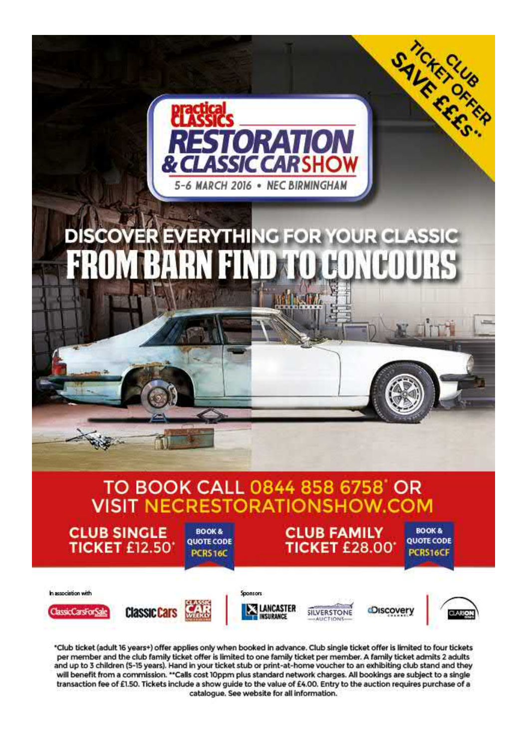TICKET CLUB OFFER SAVE £££s**

# practical CLASSICS RESTORATION & CLASSIC CAR SHOW

5-6 MARCH 2016 • NEC BIRMINGHAM

## DISCOVER EVERYTHING FOR YOUR CLASSIC FROM BARN FIND TO CONCOURS

## TO BOOK CALL 0844 858 6758* OR VISIT NECRESTORATIONSHOW.COM

**CLUB SINGLE TICKET £12.50*** — BOOK & QUOTE CODE PCRS16C

**CLUB FAMILY TICKET £28.00*** — BOOK & QUOTE CODE PCRS16CF

In association with: ClassicCarsForSale, Classic Cars, Classic Car Weekly

Sponsors: Lancaster Insurance, Silverstone Auctions, Discovery Channel, Clarion Events

*Club ticket (adult 16 years+) offer applies only when booked in advance. Club single ticket offer is limited to four tickets per member and the club family ticket offer is limited to one family ticket per member. A family ticket admits 2 adults and up to 3 children (5-15 years). Hand in your ticket stub or print-at-home voucher to an exhibiting club stand and they will benefit from a commission. **Calls cost 10ppm plus standard network charges. All bookings are subject to a single transaction fee of £1.50. Tickets include a show guide to the value of £4.00. Entry to the auction requires purchase of a catalogue. See website for all information.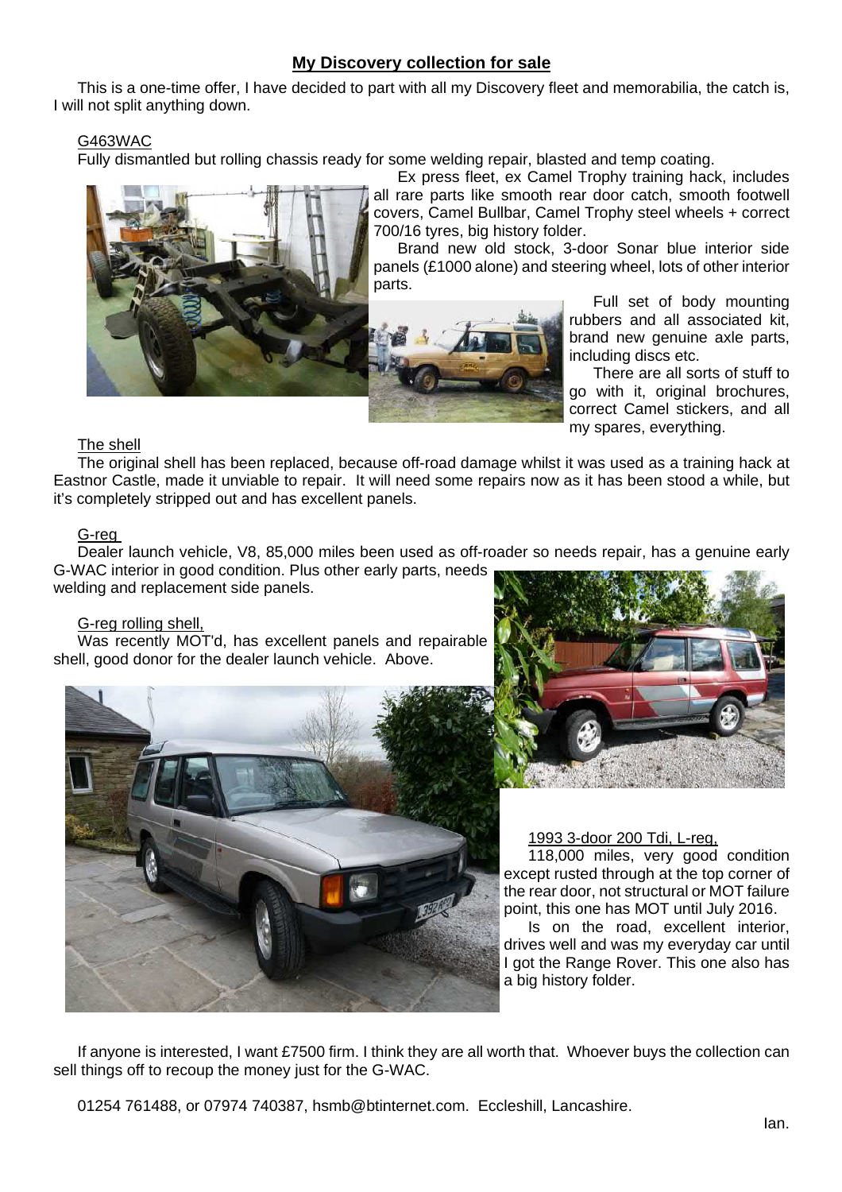## My Discovery collection for sale

This is a one-time offer, I have decided to part with all my Discovery fleet and memorabilia, the catch is, I will not split anything down.

G463WAC

Fully dismantled but rolling chassis ready for some welding repair, blasted and temp coating.

Ex press fleet, ex Camel Trophy training hack, includes all rare parts like smooth rear door catch, smooth footwell covers, Camel Bullbar, Camel Trophy steel wheels + correct 700/16 tyres, big history folder.

Brand new old stock, 3-door Sonar blue interior side panels (£1000 alone) and steering wheel, lots of other interior parts.

Full set of body mounting rubbers and all associated kit, brand new genuine axle parts, including discs etc.

There are all sorts of stuff to go with it, original brochures, correct Camel stickers, and all my spares, everything.

The shell

The original shell has been replaced, because off-road damage whilst it was used as a training hack at Eastnor Castle, made it unviable to repair. It will need some repairs now as it has been stood a while, but it's completely stripped out and has excellent panels.

G-reg

Dealer launch vehicle, V8, 85,000 miles been used as off-roader so needs repair, has a genuine early G-WAC interior in good condition. Plus other early parts, needs welding and replacement side panels.

G-reg rolling shell,

Was recently MOT'd, has excellent panels and repairable shell, good donor for the dealer launch vehicle. Above.

1993 3-door 200 Tdi, L-reg,

118,000 miles, very good condition except rusted through at the top corner of the rear door, not structural or MOT failure point, this one has MOT until July 2016.

Is on the road, excellent interior, drives well and was my everyday car until I got the Range Rover. This one also has a big history folder.

If anyone is interested, I want £7500 firm. I think they are all worth that. Whoever buys the collection can sell things off to recoup the money just for the G-WAC.

01254 761488, or 07974 740387, hsmb@btinternet.com. Eccleshill, Lancashire.

Ian.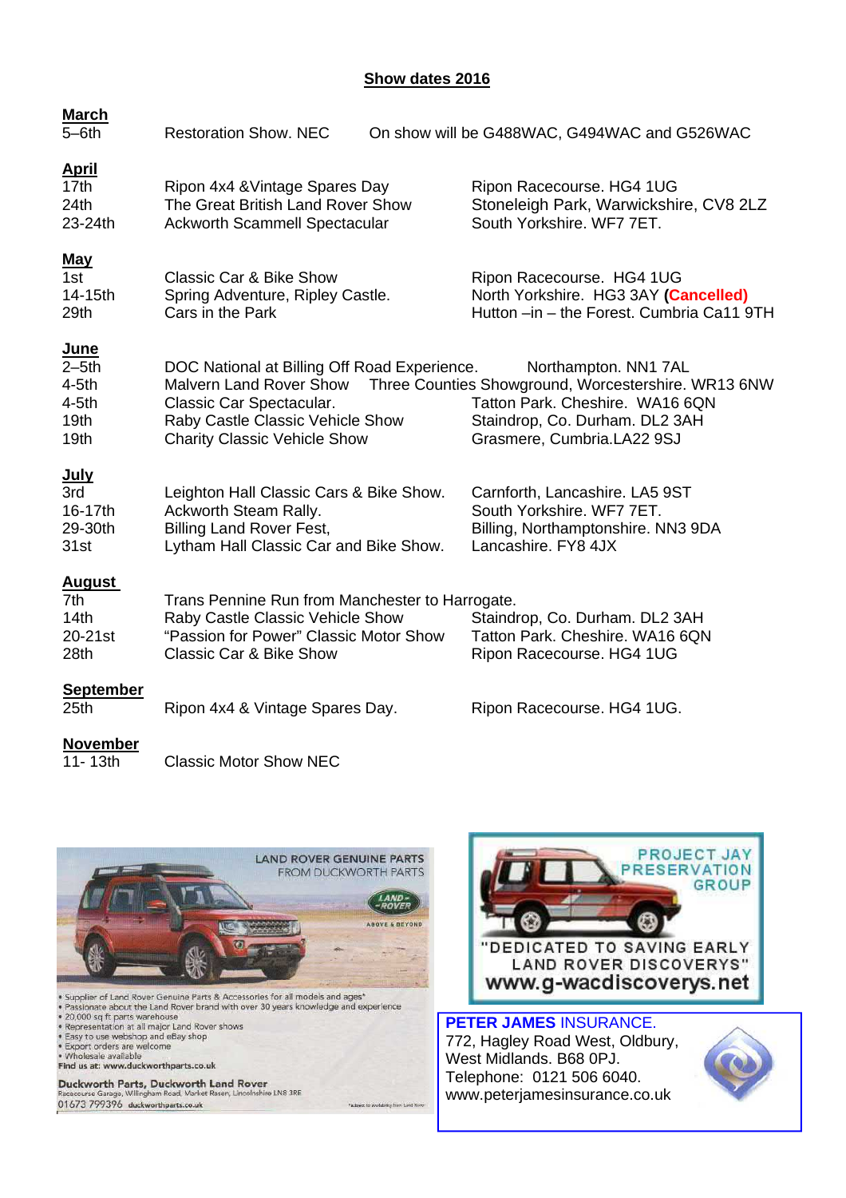## Show dates 2016

**March**

| | | |
|---|---|---|
| 5–6th | Restoration Show. NEC | On show will be G488WAC, G494WAC and G526WAC |

**April**

| | | |
|---|---|---|
| 17th | Ripon 4x4 &Vintage Spares Day | Ripon Racecourse. HG4 1UG |
| 24th | The Great British Land Rover Show | Stoneleigh Park, Warwickshire, CV8 2LZ |
| 23-24th | Ackworth Scammell Spectacular | South Yorkshire. WF7 7ET. |

**May**

| | | |
|---|---|---|
| 1st | Classic Car & Bike Show | Ripon Racecourse. HG4 1UG |
| 14-15th | Spring Adventure, Ripley Castle. | North Yorkshire. HG3 3AY **(Cancelled)** |
| 29th | Cars in the Park | Hutton –in – the Forest. Cumbria Ca11 9TH |

**June**

| | | |
|---|---|---|
| 2–5th | DOC National at Billing Off Road Experience. | Northampton. NN1 7AL |
| 4-5th | Malvern Land Rover Show | Three Counties Showground, Worcestershire. WR13 6NW |
| 4-5th | Classic Car Spectacular. | Tatton Park. Cheshire. WA16 6QN |
| 19th | Raby Castle Classic Vehicle Show | Staindrop, Co. Durham. DL2 3AH |
| 19th | Charity Classic Vehicle Show | Grasmere, Cumbria.LA22 9SJ |

**July**

| | | |
|---|---|---|
| 3rd | Leighton Hall Classic Cars & Bike Show. | Carnforth, Lancashire. LA5 9ST |
| 16-17th | Ackworth Steam Rally. | South Yorkshire. WF7 7ET. |
| 29-30th | Billing Land Rover Fest, | Billing, Northamptonshire. NN3 9DA |
| 31st | Lytham Hall Classic Car and Bike Show. | Lancashire. FY8 4JX |

**August**

| | | |
|---|---|---|
| 7th | Trans Pennine Run from Manchester to Harrogate. | |
| 14th | Raby Castle Classic Vehicle Show | Staindrop, Co. Durham. DL2 3AH |
| 20-21st | "Passion for Power" Classic Motor Show | Tatton Park. Cheshire. WA16 6QN |
| 28th | Classic Car & Bike Show | Ripon Racecourse. HG4 1UG |

**September**

| | | |
|---|---|---|
| 25th | Ripon 4x4 & Vintage Spares Day. | Ripon Racecourse. HG4 1UG. |

**November**

| | |
|---|---|
| 11- 13th | Classic Motor Show NEC |

LAND ROVER GENUINE PARTS FROM DUCKWORTH PARTS

- Supplier of Land Rover Genuine Parts & Accessories for all models and ages*
- Passionate about the Land Rover brand with over 30 years knowledge and experience
- 20,000 sq ft parts warehouse
- Representation at all major Land Rover shows
- Easy to use webshop and eBay shop
- Export orders are welcome
- Wholesale available

Find us at: www.duckworthparts.co.uk

**Duckworth Parts, Duckworth Land Rover**
Racecourse Garage, Willingham Road, Market Rasen, Lincolnshire LN8 3RE
01673 799396 duckworthparts.co.uk

PROJECT JAY PRESERVATION GROUP

"DEDICATED TO SAVING EARLY LAND ROVER DISCOVERYS"

www.g-wacdiscoverys.net

**PETER JAMES** INSURANCE.
772, Hagley Road West, Oldbury,
West Midlands. B68 0PJ.
Telephone: 0121 506 6040.
www.peterjamesinsurance.co.uk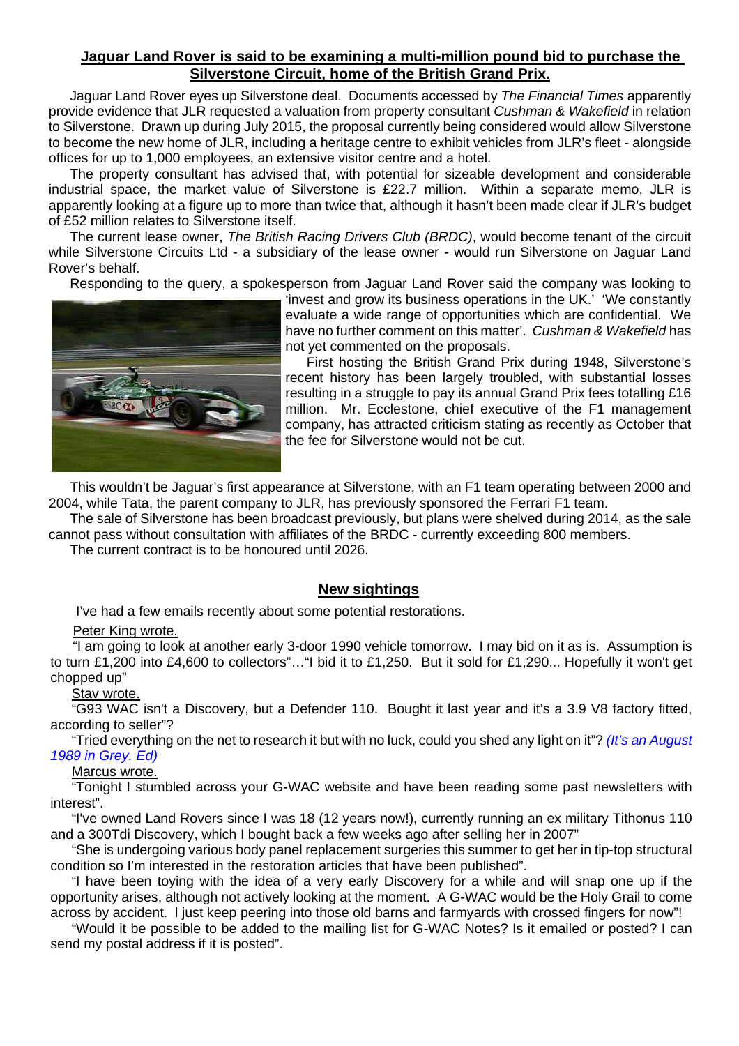## **Jaguar Land Rover is said to be examining a multi-million pound bid to purchase the Silverstone Circuit, home of the British Grand Prix.**

Jaguar Land Rover eyes up Silverstone deal. Documents accessed by *The Financial Times* apparently provide evidence that JLR requested a valuation from property consultant *Cushman & Wakefield* in relation to Silverstone. Drawn up during July 2015, the proposal currently being considered would allow Silverstone to become the new home of JLR, including a heritage centre to exhibit vehicles from JLR's fleet - alongside offices for up to 1,000 employees, an extensive visitor centre and a hotel.

The property consultant has advised that, with potential for sizeable development and considerable industrial space, the market value of Silverstone is £22.7 million. Within a separate memo, JLR is apparently looking at a figure up to more than twice that, although it hasn't been made clear if JLR's budget of £52 million relates to Silverstone itself.

The current lease owner, *The British Racing Drivers Club (BRDC)*, would become tenant of the circuit while Silverstone Circuits Ltd - a subsidiary of the lease owner - would run Silverstone on Jaguar Land Rover's behalf.

Responding to the query, a spokesperson from Jaguar Land Rover said the company was looking to 'invest and grow its business operations in the UK.' 'We constantly evaluate a wide range of opportunities which are confidential. We have no further comment on this matter'. *Cushman & Wakefield* has not yet commented on the proposals.

First hosting the British Grand Prix during 1948, Silverstone's recent history has been largely troubled, with substantial losses resulting in a struggle to pay its annual Grand Prix fees totalling £16 million. Mr. Ecclestone, chief executive of the F1 management company, has attracted criticism stating as recently as October that the fee for Silverstone would not be cut.

This wouldn't be Jaguar's first appearance at Silverstone, with an F1 team operating between 2000 and 2004, while Tata, the parent company to JLR, has previously sponsored the Ferrari F1 team.

The sale of Silverstone has been broadcast previously, but plans were shelved during 2014, as the sale cannot pass without consultation with affiliates of the BRDC - currently exceeding 800 members.

The current contract is to be honoured until 2026.

## **New sightings**

I've had a few emails recently about some potential restorations.

Peter King wrote.

"I am going to look at another early 3-door 1990 vehicle tomorrow. I may bid on it as is. Assumption is to turn £1,200 into £4,600 to collectors"…"I bid it to £1,250. But it sold for £1,290... Hopefully it won't get chopped up"

Stav wrote.

"G93 WAC isn't a Discovery, but a Defender 110. Bought it last year and it's a 3.9 V8 factory fitted, according to seller"?

"Tried everything on the net to research it but with no luck, could you shed any light on it"? *(It's an August 1989 in Grey. Ed)*

Marcus wrote.

"Tonight I stumbled across your G-WAC website and have been reading some past newsletters with interest".

"I've owned Land Rovers since I was 18 (12 years now!), currently running an ex military Tithonus 110 and a 300Tdi Discovery, which I bought back a few weeks ago after selling her in 2007"

"She is undergoing various body panel replacement surgeries this summer to get her in tip-top structural condition so I'm interested in the restoration articles that have been published".

"I have been toying with the idea of a very early Discovery for a while and will snap one up if the opportunity arises, although not actively looking at the moment. A G-WAC would be the Holy Grail to come across by accident. I just keep peering into those old barns and farmyards with crossed fingers for now"!

"Would it be possible to be added to the mailing list for G-WAC Notes? Is it emailed or posted? I can send my postal address if it is posted".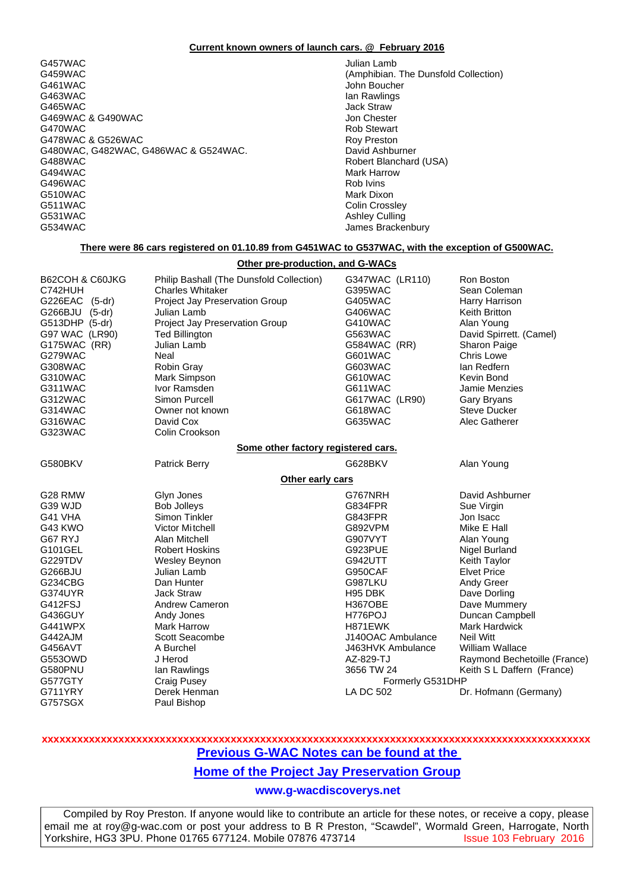**Current known owners of launch cars. @ February 2016**

| | |
|---|---|
| G457WAC | Julian Lamb |
| G459WAC | (Amphibian. The Dunsfold Collection) |
| G461WAC | John Boucher |
| G463WAC | Ian Rawlings |
| G465WAC | Jack Straw |
| G469WAC & G490WAC | Jon Chester |
| G470WAC | Rob Stewart |
| G478WAC & G526WAC | Roy Preston |
| G480WAC, G482WAC, G486WAC & G524WAC. | David Ashburner |
| G488WAC | Robert Blanchard (USA) |
| G494WAC | Mark Harrow |
| G496WAC | Rob Ivins |
| G510WAC | Mark Dixon |
| G511WAC | Colin Crossley |
| G531WAC | Ashley Culling |
| G534WAC | James Brackenbury |

**There were 86 cars registered on 01.10.89 from G451WAC to G537WAC, with the exception of G500WAC.**

**Other pre-production, and G-WACs**

| | | | |
|---|---|---|---|
| B62COH & C60JKG | Philip Bashall (The Dunsfold Collection) | G347WAC (LR110) | Ron Boston |
| C742HUH | Charles Whitaker | G395WAC | Sean Coleman |
| G226EAC (5-dr) | Project Jay Preservation Group | G405WAC | Harry Harrison |
| G266BJU (5-dr) | Julian Lamb | G406WAC | Keith Britton |
| G513DHP (5-dr) | Project Jay Preservation Group | G410WAC | Alan Young |
| G97 WAC (LR90) | Ted Billington | G563WAC | David Spirrett. (Camel) |
| G175WAC (RR) | Julian Lamb | G584WAC (RR) | Sharon Paige |
| G279WAC | Neal | G601WAC | Chris Lowe |
| G308WAC | Robin Gray | G603WAC | Ian Redfern |
| G310WAC | Mark Simpson | G610WAC | Kevin Bond |
| G311WAC | Ivor Ramsden | G611WAC | Jamie Menzies |
| G312WAC | Simon Purcell | G617WAC (LR90) | Gary Bryans |
| G314WAC | Owner not known | G618WAC | Steve Ducker |
| G316WAC | David Cox | G635WAC | Alec Gatherer |
| G323WAC | Colin Crookson | | |

**Some other factory registered cars.**

| | | | |
|---|---|---|---|
| G580BKV | Patrick Berry | G628BKV | Alan Young |

**Other early cars**

| | | | |
|---|---|---|---|
| G28 RMW | Glyn Jones | G767NRH | David Ashburner |
| G39 WJD | Bob Jolleys | G834FPR | Sue Virgin |
| G41 VHA | Simon Tinkler | G843FPR | Jon Isacc |
| G43 KWO | Victor Mitchell | G892VPM | Mike E Hall |
| G67 RYJ | Alan Mitchell | G907VYT | Alan Young |
| G101GEL | Robert Hoskins | G923PUE | Nigel Burland |
| G229TDV | Wesley Beynon | G942UTT | Keith Taylor |
| G266BJU | Julian Lamb | G950CAF | Elvet Price |
| G234CBG | Dan Hunter | G987LKU | Andy Greer |
| G374UYR | Jack Straw | H95 DBK | Dave Dorling |
| G412FSJ | Andrew Cameron | H367OBE | Dave Mummery |
| G436GUY | Andy Jones | H776POJ | Duncan Campbell |
| G441WPX | Mark Harrow | H871EWK | Mark Hardwick |
| G442AJM | Scott Seacombe | J140OAC Ambulance | Neil Witt |
| G456AVT | A Burchel | J463HVK Ambulance | William Wallace |
| G553OWD | J Herod | AZ-829-TJ | Raymond Bechetoille (France) |
| G580PNU | Ian Rawlings | 3656 TW 24 | Keith S L Daffern (France) |
| G577GTY | Craig Pusey | Formerly G531DHP | |
| G711YRY | Derek Henman | LA DC 502 | Dr. Hofmann (Germany) |
| G757SGX | Paul Bishop | | |

xxxxxxxxxxxxxxxxxxxxxxxxxxxxxxxxxxxxxxxxxxxxxxxxxxxxxxxxxxxxxxxxxxxxxxxxxxxxxxxxxxxxxxxxxxxx

**Previous G-WAC Notes can be found at the**

**Home of the Project Jay Preservation Group**

**www.g-wacdiscoverys.net**

Compiled by Roy Preston. If anyone would like to contribute an article for these notes, or receive a copy, please email me at roy@g-wac.com or post your address to B R Preston, “Scawdel”, Wormald Green, Harrogate, North Yorkshire, HG3 3PU. Phone 01765 677124. Mobile 07876 473714 Issue 103 February 2016